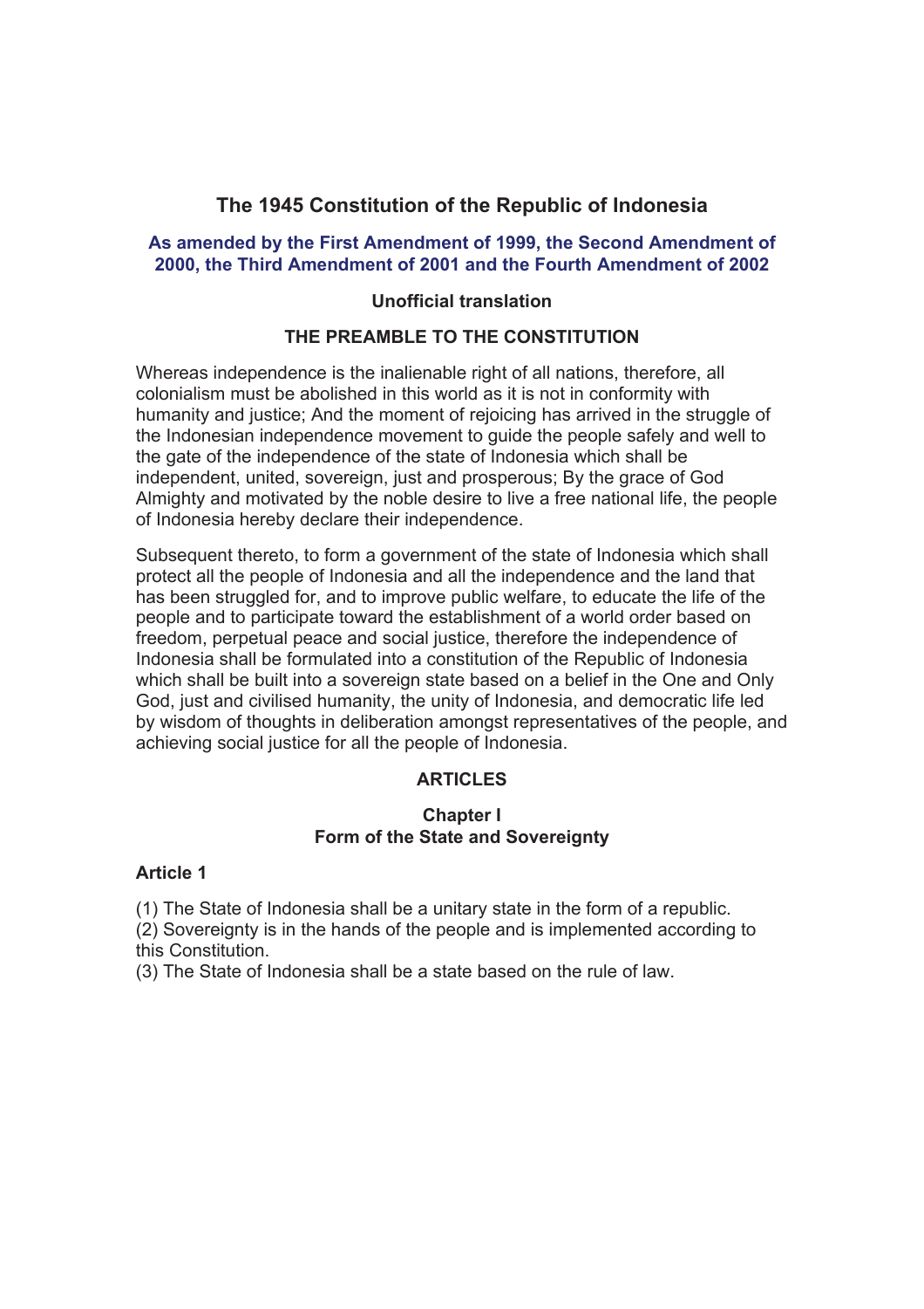# The 1945 Constitution of the Republic of Indonesia

**As amended by the First Amendment of 1999, the Second Amendment of 2000, the Third Amendment of 2001 and the Fourth Amendment of 2002**

**Unofficial translation**

## THE PREAMBLE TO THE CONSTITUTION

Whereas independence is the inalienable right of all nations, therefore, all colonialism must be abolished in this world as it is not in conformity with humanity and justice; And the moment of rejoicing has arrived in the struggle of the Indonesian independence movement to guide the people safely and well to the gate of the independence of the state of Indonesia which shall be independent, united, sovereign, just and prosperous; By the grace of God Almighty and motivated by the noble desire to live a free national life, the people of Indonesia hereby declare their independence.

Subsequent thereto, to form a government of the state of Indonesia which shall protect all the people of Indonesia and all the independence and the land that has been struggled for, and to improve public welfare, to educate the life of the people and to participate toward the establishment of a world order based on freedom, perpetual peace and social justice, therefore the independence of Indonesia shall be formulated into a constitution of the Republic of Indonesia which shall be built into a sovereign state based on a belief in the One and Only God, just and civilised humanity, the unity of Indonesia, and democratic life led by wisdom of thoughts in deliberation amongst representatives of the people, and achieving social justice for all the people of Indonesia.

## ARTICLES

### Chapter I
### Form of the State and Sovereignty

**Article 1**

(1) The State of Indonesia shall be a unitary state in the form of a republic.
(2) Sovereignty is in the hands of the people and is implemented according to this Constitution.
(3) The State of Indonesia shall be a state based on the rule of law.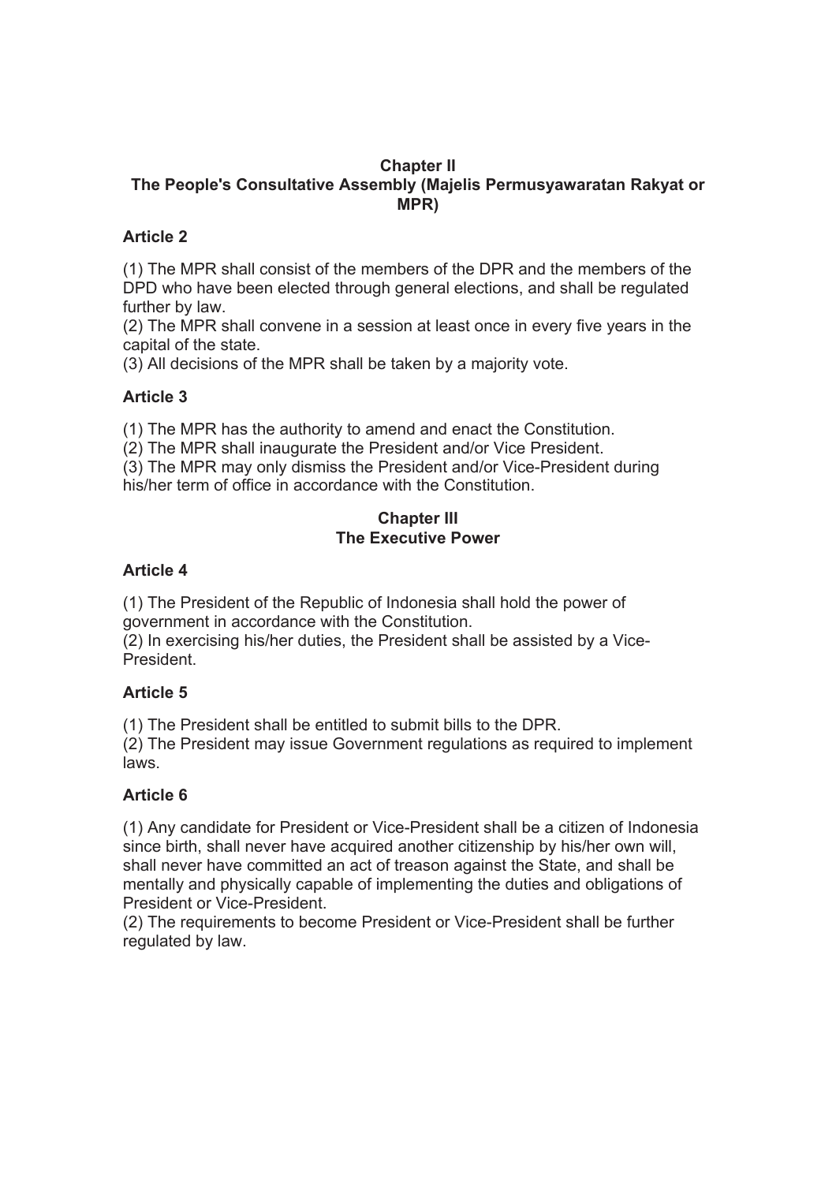## Chapter II
## The People's Consultative Assembly (Majelis Permusyawaratan Rakyat or MPR)

### Article 2

(1) The MPR shall consist of the members of the DPR and the members of the DPD who have been elected through general elections, and shall be regulated further by law.
(2) The MPR shall convene in a session at least once in every five years in the capital of the state.
(3) All decisions of the MPR shall be taken by a majority vote.

### Article 3

(1) The MPR has the authority to amend and enact the Constitution.
(2) The MPR shall inaugurate the President and/or Vice President.
(3) The MPR may only dismiss the President and/or Vice-President during his/her term of office in accordance with the Constitution.

## Chapter III
## The Executive Power

### Article 4

(1) The President of the Republic of Indonesia shall hold the power of government in accordance with the Constitution.
(2) In exercising his/her duties, the President shall be assisted by a Vice-President.

### Article 5

(1) The President shall be entitled to submit bills to the DPR.
(2) The President may issue Government regulations as required to implement laws.

### Article 6

(1) Any candidate for President or Vice-President shall be a citizen of Indonesia since birth, shall never have acquired another citizenship by his/her own will, shall never have committed an act of treason against the State, and shall be mentally and physically capable of implementing the duties and obligations of President or Vice-President.
(2) The requirements to become President or Vice-President shall be further regulated by law.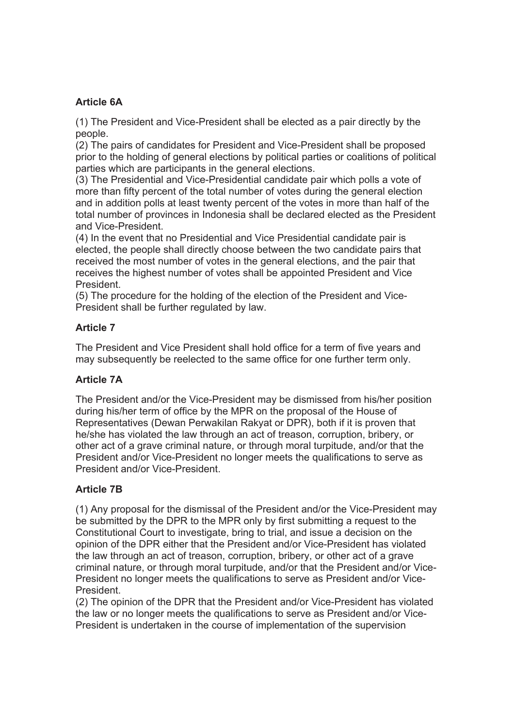### Article 6A

(1) The President and Vice-President shall be elected as a pair directly by the people.
(2) The pairs of candidates for President and Vice-President shall be proposed prior to the holding of general elections by political parties or coalitions of political parties which are participants in the general elections.
(3) The Presidential and Vice-Presidential candidate pair which polls a vote of more than fifty percent of the total number of votes during the general election and in addition polls at least twenty percent of the votes in more than half of the total number of provinces in Indonesia shall be declared elected as the President and Vice-President.
(4) In the event that no Presidential and Vice Presidential candidate pair is elected, the people shall directly choose between the two candidate pairs that received the most number of votes in the general elections, and the pair that receives the highest number of votes shall be appointed President and Vice President.
(5) The procedure for the holding of the election of the President and Vice-President shall be further regulated by law.

### Article 7

The President and Vice President shall hold office for a term of five years and may subsequently be reelected to the same office for one further term only.

### Article 7A

The President and/or the Vice-President may be dismissed from his/her position during his/her term of office by the MPR on the proposal of the House of Representatives (Dewan Perwakilan Rakyat or DPR), both if it is proven that he/she has violated the law through an act of treason, corruption, bribery, or other act of a grave criminal nature, or through moral turpitude, and/or that the President and/or Vice-President no longer meets the qualifications to serve as President and/or Vice-President.

### Article 7B

(1) Any proposal for the dismissal of the President and/or the Vice-President may be submitted by the DPR to the MPR only by first submitting a request to the Constitutional Court to investigate, bring to trial, and issue a decision on the opinion of the DPR either that the President and/or Vice-President has violated the law through an act of treason, corruption, bribery, or other act of a grave criminal nature, or through moral turpitude, and/or that the President and/or Vice-President no longer meets the qualifications to serve as President and/or Vice-President.
(2) The opinion of the DPR that the President and/or Vice-President has violated the law or no longer meets the qualifications to serve as President and/or Vice-President is undertaken in the course of implementation of the supervision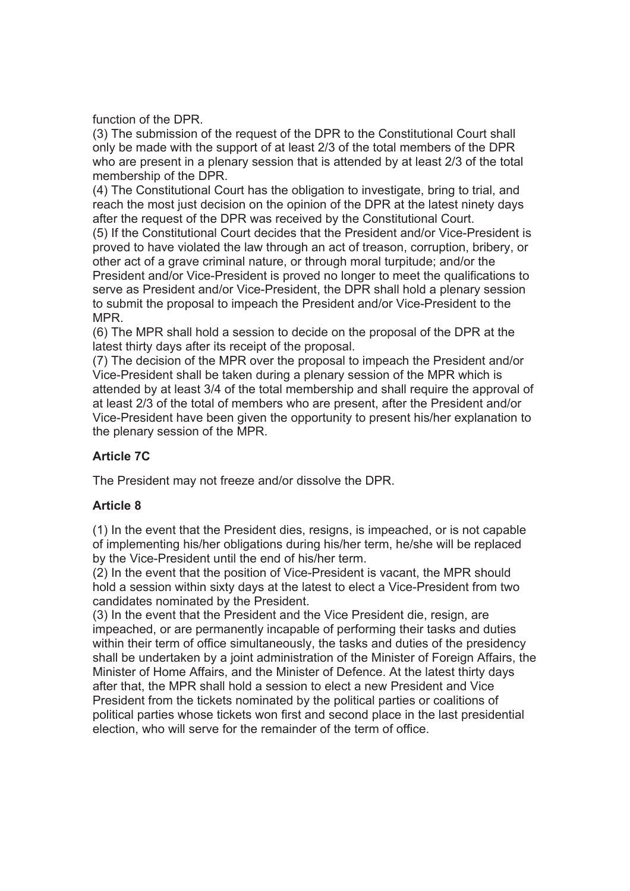function of the DPR.

(3) The submission of the request of the DPR to the Constitutional Court shall only be made with the support of at least 2/3 of the total members of the DPR who are present in a plenary session that is attended by at least 2/3 of the total membership of the DPR.

(4) The Constitutional Court has the obligation to investigate, bring to trial, and reach the most just decision on the opinion of the DPR at the latest ninety days after the request of the DPR was received by the Constitutional Court.

(5) If the Constitutional Court decides that the President and/or Vice-President is proved to have violated the law through an act of treason, corruption, bribery, or other act of a grave criminal nature, or through moral turpitude; and/or the President and/or Vice-President is proved no longer to meet the qualifications to serve as President and/or Vice-President, the DPR shall hold a plenary session to submit the proposal to impeach the President and/or Vice-President to the MPR.

(6) The MPR shall hold a session to decide on the proposal of the DPR at the latest thirty days after its receipt of the proposal.

(7) The decision of the MPR over the proposal to impeach the President and/or Vice-President shall be taken during a plenary session of the MPR which is attended by at least 3/4 of the total membership and shall require the approval of at least 2/3 of the total of members who are present, after the President and/or Vice-President have been given the opportunity to present his/her explanation to the plenary session of the MPR.

**Article 7C**

The President may not freeze and/or dissolve the DPR.

**Article 8**

(1) In the event that the President dies, resigns, is impeached, or is not capable of implementing his/her obligations during his/her term, he/she will be replaced by the Vice-President until the end of his/her term.

(2) In the event that the position of Vice-President is vacant, the MPR should hold a session within sixty days at the latest to elect a Vice-President from two candidates nominated by the President.

(3) In the event that the President and the Vice President die, resign, are impeached, or are permanently incapable of performing their tasks and duties within their term of office simultaneously, the tasks and duties of the presidency shall be undertaken by a joint administration of the Minister of Foreign Affairs, the Minister of Home Affairs, and the Minister of Defence. At the latest thirty days after that, the MPR shall hold a session to elect a new President and Vice President from the tickets nominated by the political parties or coalitions of political parties whose tickets won first and second place in the last presidential election, who will serve for the remainder of the term of office.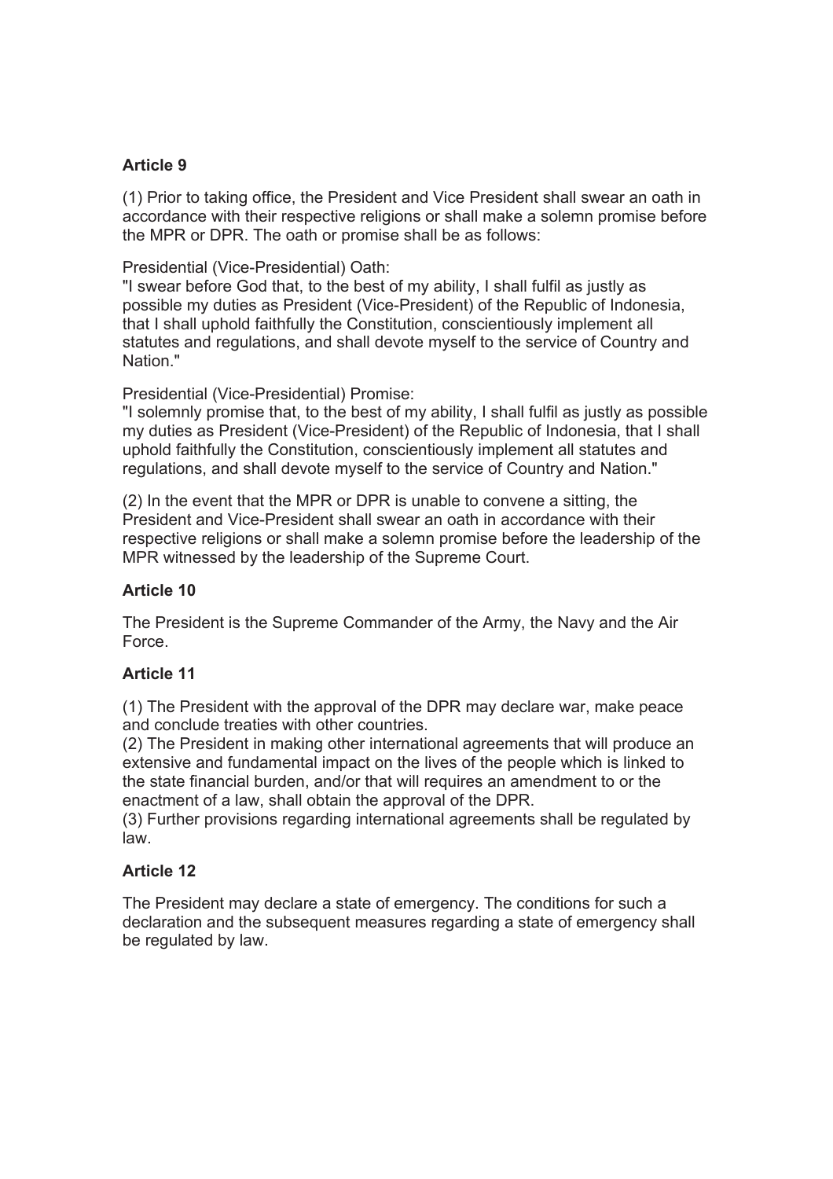**Article 9**

(1) Prior to taking office, the President and Vice President shall swear an oath in accordance with their respective religions or shall make a solemn promise before the MPR or DPR. The oath or promise shall be as follows:

Presidential (Vice-Presidential) Oath:
"I swear before God that, to the best of my ability, I shall fulfil as justly as possible my duties as President (Vice-President) of the Republic of Indonesia, that I shall uphold faithfully the Constitution, conscientiously implement all statutes and regulations, and shall devote myself to the service of Country and Nation."

Presidential (Vice-Presidential) Promise:
"I solemnly promise that, to the best of my ability, I shall fulfil as justly as possible my duties as President (Vice-President) of the Republic of Indonesia, that I shall uphold faithfully the Constitution, conscientiously implement all statutes and regulations, and shall devote myself to the service of Country and Nation."

(2) In the event that the MPR or DPR is unable to convene a sitting, the President and Vice-President shall swear an oath in accordance with their respective religions or shall make a solemn promise before the leadership of the MPR witnessed by the leadership of the Supreme Court.

**Article 10**

The President is the Supreme Commander of the Army, the Navy and the Air Force.

**Article 11**

(1) The President with the approval of the DPR may declare war, make peace and conclude treaties with other countries.
(2) The President in making other international agreements that will produce an extensive and fundamental impact on the lives of the people which is linked to the state financial burden, and/or that will requires an amendment to or the enactment of a law, shall obtain the approval of the DPR.
(3) Further provisions regarding international agreements shall be regulated by law.

**Article 12**

The President may declare a state of emergency. The conditions for such a declaration and the subsequent measures regarding a state of emergency shall be regulated by law.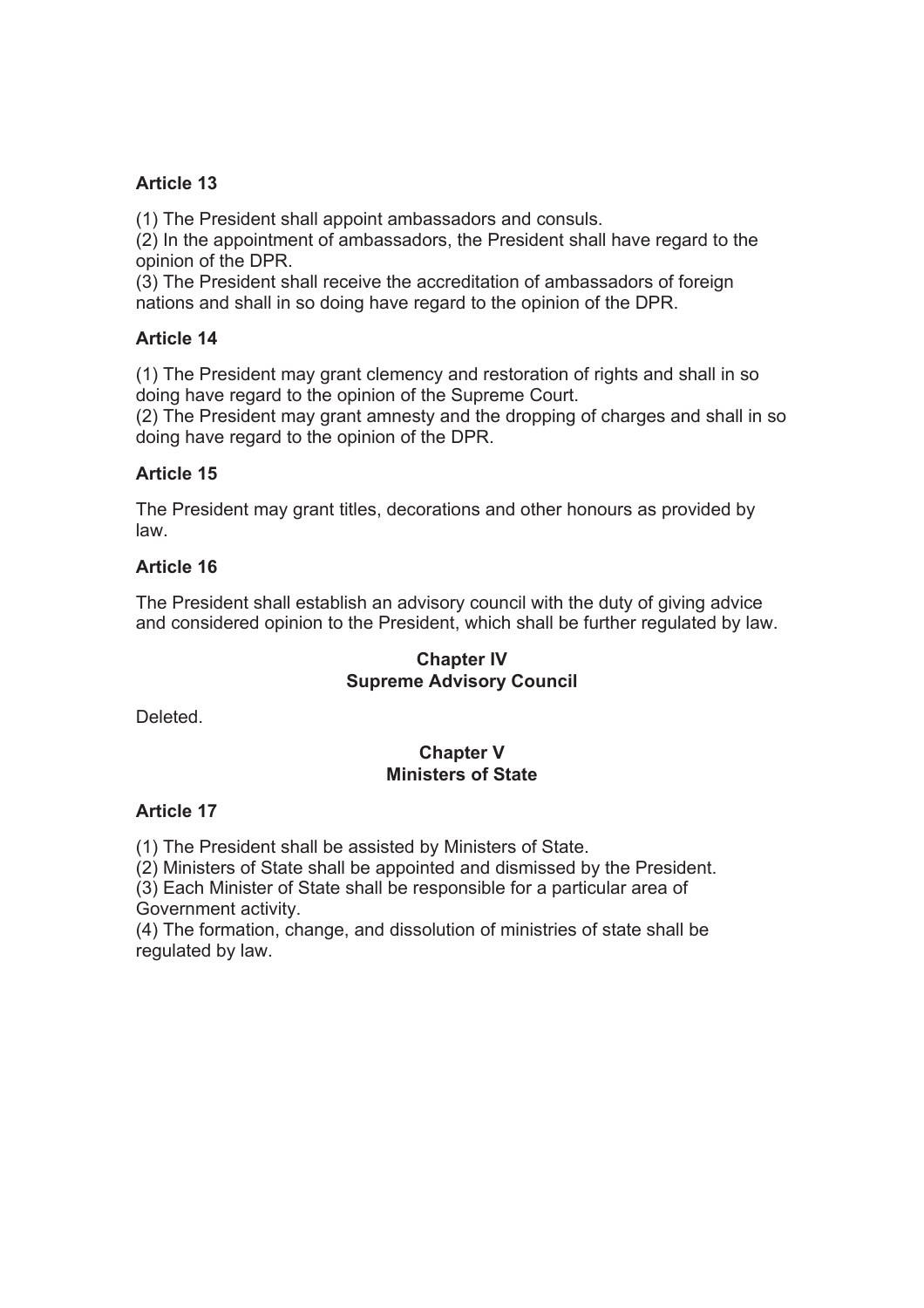### Article 13

(1) The President shall appoint ambassadors and consuls.
(2) In the appointment of ambassadors, the President shall have regard to the opinion of the DPR.
(3) The President shall receive the accreditation of ambassadors of foreign nations and shall in so doing have regard to the opinion of the DPR.

### Article 14

(1) The President may grant clemency and restoration of rights and shall in so doing have regard to the opinion of the Supreme Court.
(2) The President may grant amnesty and the dropping of charges and shall in so doing have regard to the opinion of the DPR.

### Article 15

The President may grant titles, decorations and other honours as provided by law.

### Article 16

The President shall establish an advisory council with the duty of giving advice and considered opinion to the President, which shall be further regulated by law.

## Chapter IV
## Supreme Advisory Council

Deleted.

## Chapter V
## Ministers of State

### Article 17

(1) The President shall be assisted by Ministers of State.
(2) Ministers of State shall be appointed and dismissed by the President.
(3) Each Minister of State shall be responsible for a particular area of Government activity.
(4) The formation, change, and dissolution of ministries of state shall be regulated by law.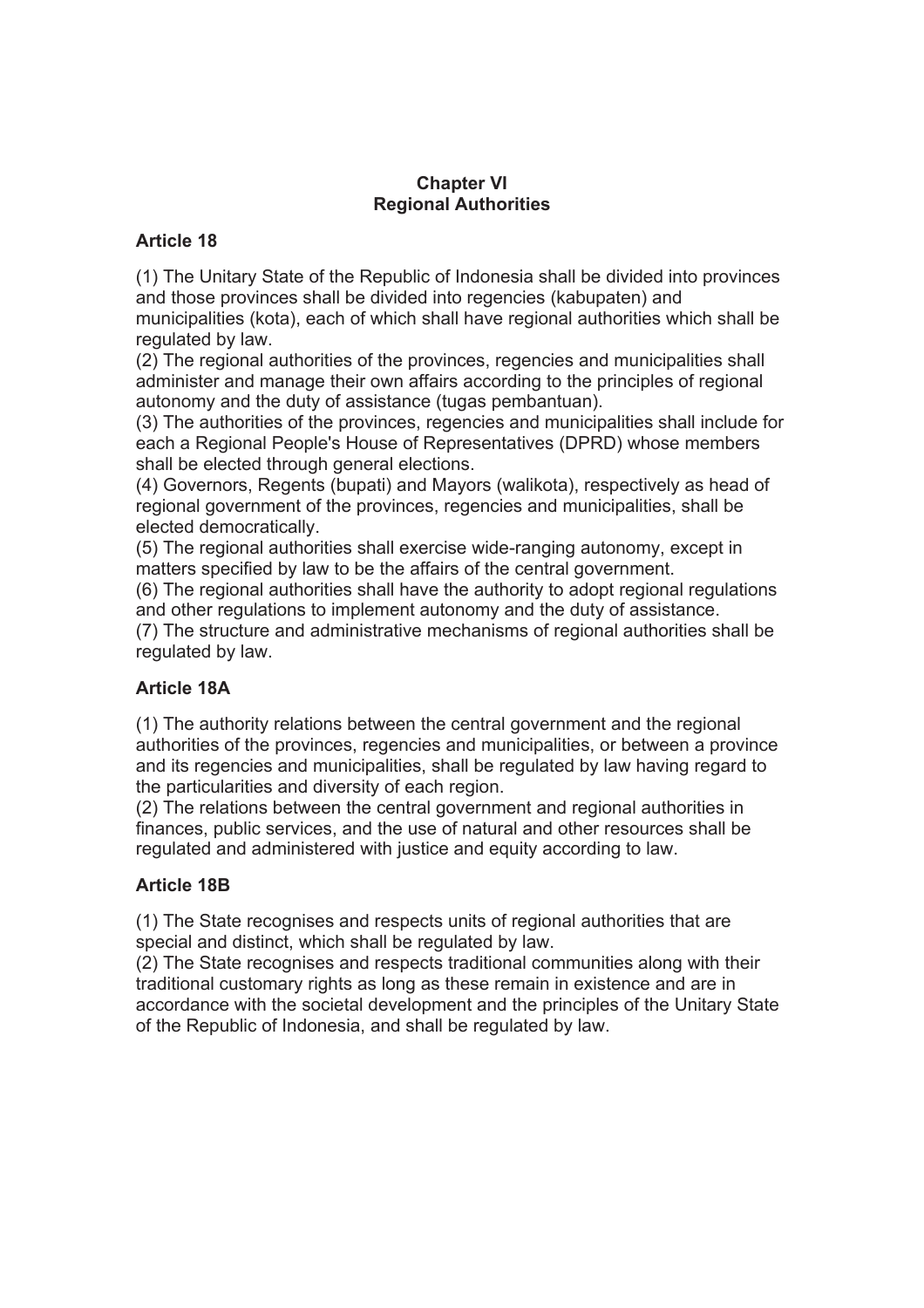## Chapter VI
## Regional Authorities

### Article 18

(1) The Unitary State of the Republic of Indonesia shall be divided into provinces and those provinces shall be divided into regencies (kabupaten) and municipalities (kota), each of which shall have regional authorities which shall be regulated by law.
(2) The regional authorities of the provinces, regencies and municipalities shall administer and manage their own affairs according to the principles of regional autonomy and the duty of assistance (tugas pembantuan).
(3) The authorities of the provinces, regencies and municipalities shall include for each a Regional People's House of Representatives (DPRD) whose members shall be elected through general elections.
(4) Governors, Regents (bupati) and Mayors (walikota), respectively as head of regional government of the provinces, regencies and municipalities, shall be elected democratically.
(5) The regional authorities shall exercise wide-ranging autonomy, except in matters specified by law to be the affairs of the central government.
(6) The regional authorities shall have the authority to adopt regional regulations and other regulations to implement autonomy and the duty of assistance.
(7) The structure and administrative mechanisms of regional authorities shall be regulated by law.

### Article 18A

(1) The authority relations between the central government and the regional authorities of the provinces, regencies and municipalities, or between a province and its regencies and municipalities, shall be regulated by law having regard to the particularities and diversity of each region.
(2) The relations between the central government and regional authorities in finances, public services, and the use of natural and other resources shall be regulated and administered with justice and equity according to law.

### Article 18B

(1) The State recognises and respects units of regional authorities that are special and distinct, which shall be regulated by law.
(2) The State recognises and respects traditional communities along with their traditional customary rights as long as these remain in existence and are in accordance with the societal development and the principles of the Unitary State of the Republic of Indonesia, and shall be regulated by law.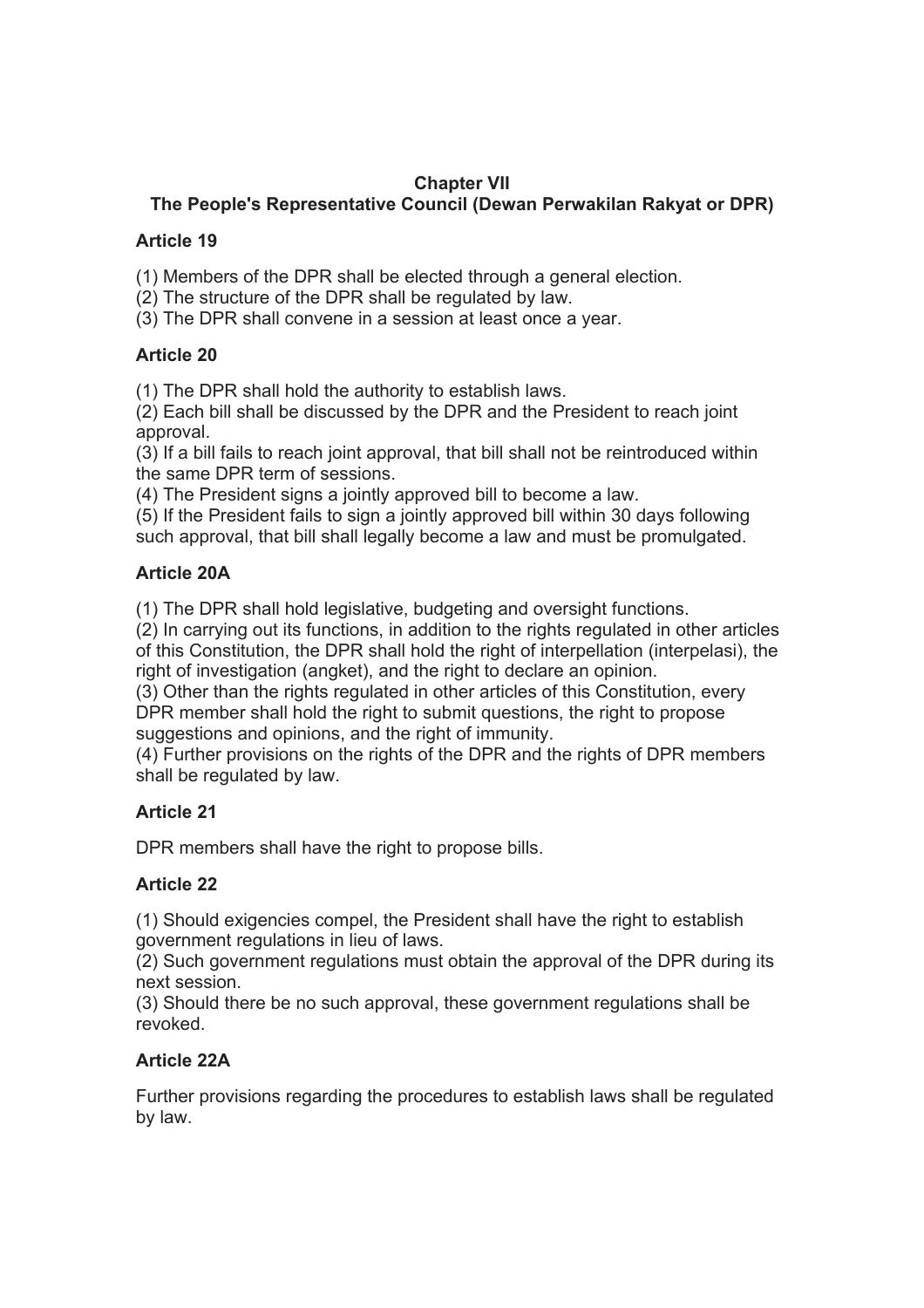## Chapter VII
## The People's Representative Council (Dewan Perwakilan Rakyat or DPR)

### Article 19

(1) Members of the DPR shall be elected through a general election.
(2) The structure of the DPR shall be regulated by law.
(3) The DPR shall convene in a session at least once a year.

### Article 20

(1) The DPR shall hold the authority to establish laws.
(2) Each bill shall be discussed by the DPR and the President to reach joint approval.
(3) If a bill fails to reach joint approval, that bill shall not be reintroduced within the same DPR term of sessions.
(4) The President signs a jointly approved bill to become a law.
(5) If the President fails to sign a jointly approved bill within 30 days following such approval, that bill shall legally become a law and must be promulgated.

### Article 20A

(1) The DPR shall hold legislative, budgeting and oversight functions.
(2) In carrying out its functions, in addition to the rights regulated in other articles of this Constitution, the DPR shall hold the right of interpellation (interpelasi), the right of investigation (angket), and the right to declare an opinion.
(3) Other than the rights regulated in other articles of this Constitution, every DPR member shall hold the right to submit questions, the right to propose suggestions and opinions, and the right of immunity.
(4) Further provisions on the rights of the DPR and the rights of DPR members shall be regulated by law.

### Article 21

DPR members shall have the right to propose bills.

### Article 22

(1) Should exigencies compel, the President shall have the right to establish government regulations in lieu of laws.
(2) Such government regulations must obtain the approval of the DPR during its next session.
(3) Should there be no such approval, these government regulations shall be revoked.

### Article 22A

Further provisions regarding the procedures to establish laws shall be regulated by law.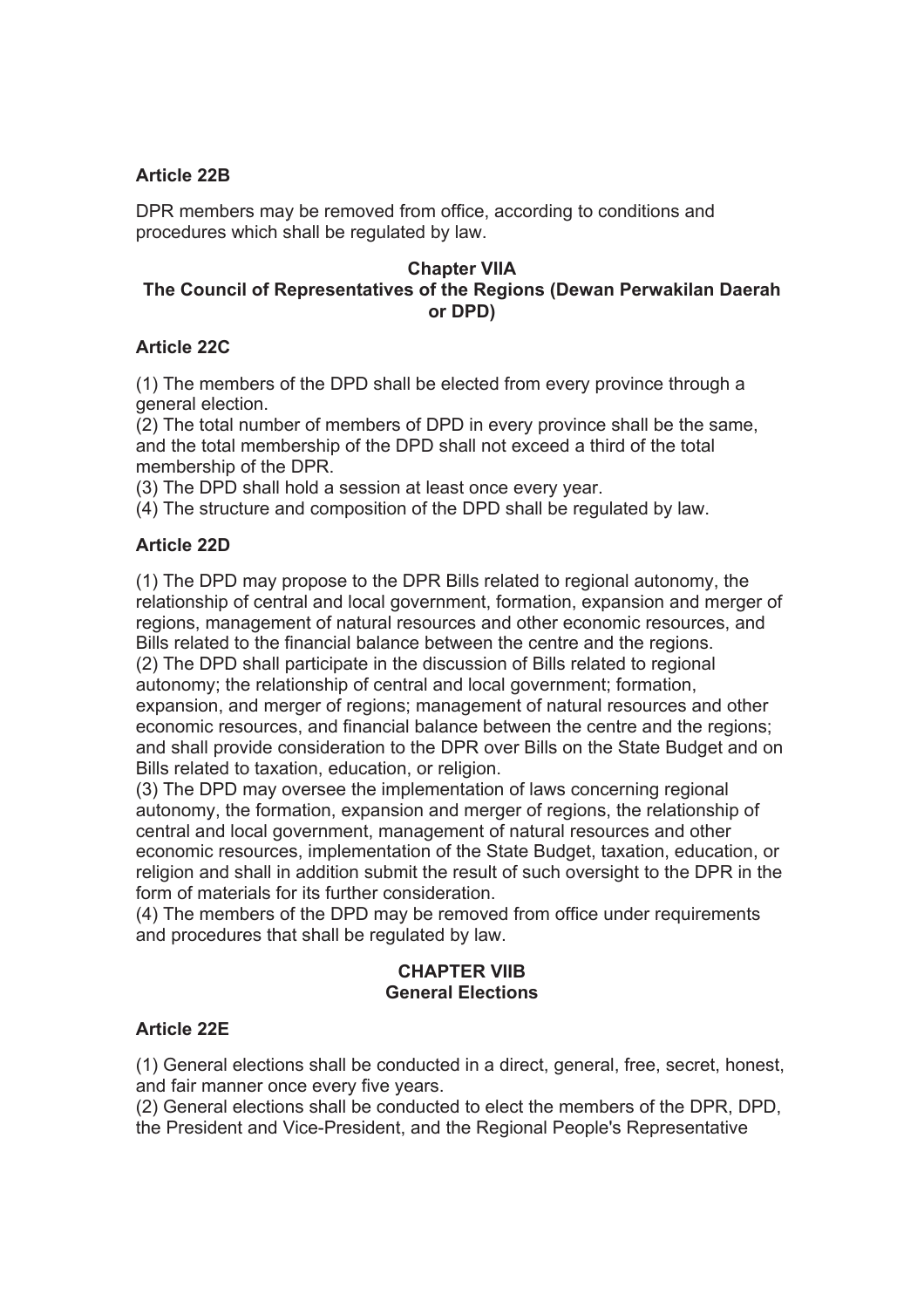**Article 22B**

DPR members may be removed from office, according to conditions and procedures which shall be regulated by law.

## Chapter VIIA
## The Council of Representatives of the Regions (Dewan Perwakilan Daerah or DPD)

**Article 22C**

(1) The members of the DPD shall be elected from every province through a general election.
(2) The total number of members of DPD in every province shall be the same, and the total membership of the DPD shall not exceed a third of the total membership of the DPR.
(3) The DPD shall hold a session at least once every year.
(4) The structure and composition of the DPD shall be regulated by law.

**Article 22D**

(1) The DPD may propose to the DPR Bills related to regional autonomy, the relationship of central and local government, formation, expansion and merger of regions, management of natural resources and other economic resources, and Bills related to the financial balance between the centre and the regions.
(2) The DPD shall participate in the discussion of Bills related to regional autonomy; the relationship of central and local government; formation, expansion, and merger of regions; management of natural resources and other economic resources, and financial balance between the centre and the regions; and shall provide consideration to the DPR over Bills on the State Budget and on Bills related to taxation, education, or religion.
(3) The DPD may oversee the implementation of laws concerning regional autonomy, the formation, expansion and merger of regions, the relationship of central and local government, management of natural resources and other economic resources, implementation of the State Budget, taxation, education, or religion and shall in addition submit the result of such oversight to the DPR in the form of materials for its further consideration.
(4) The members of the DPD may be removed from office under requirements and procedures that shall be regulated by law.

## CHAPTER VIIB
## General Elections

**Article 22E**

(1) General elections shall be conducted in a direct, general, free, secret, honest, and fair manner once every five years.
(2) General elections shall be conducted to elect the members of the DPR, DPD, the President and Vice-President, and the Regional People's Representative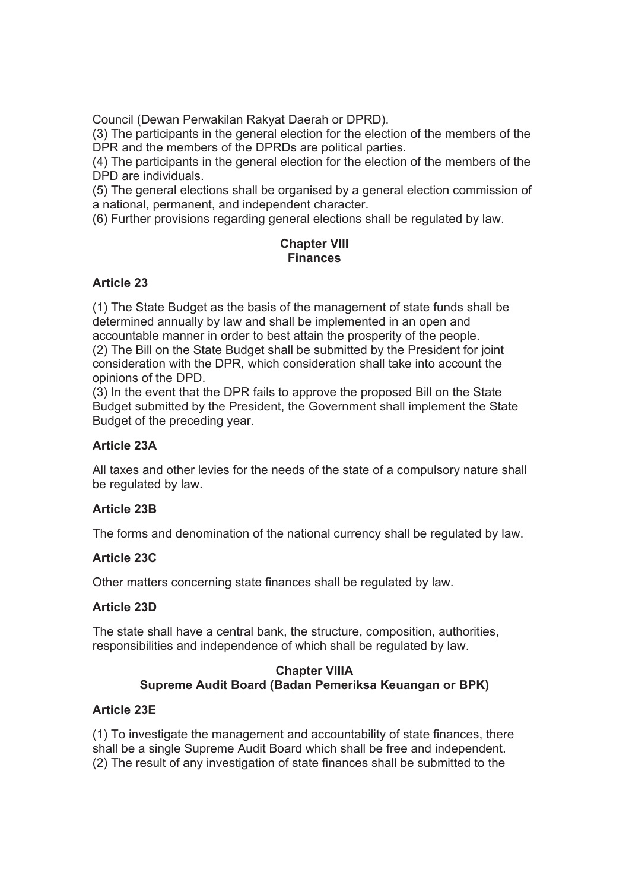Council (Dewan Perwakilan Rakyat Daerah or DPRD).
(3) The participants in the general election for the election of the members of the DPR and the members of the DPRDs are political parties.
(4) The participants in the general election for the election of the members of the DPD are individuals.
(5) The general elections shall be organised by a general election commission of a national, permanent, and independent character.
(6) Further provisions regarding general elections shall be regulated by law.

## Chapter VIII
## Finances

### Article 23

(1) The State Budget as the basis of the management of state funds shall be determined annually by law and shall be implemented in an open and accountable manner in order to best attain the prosperity of the people.
(2) The Bill on the State Budget shall be submitted by the President for joint consideration with the DPR, which consideration shall take into account the opinions of the DPD.
(3) In the event that the DPR fails to approve the proposed Bill on the State Budget submitted by the President, the Government shall implement the State Budget of the preceding year.

### Article 23A

All taxes and other levies for the needs of the state of a compulsory nature shall be regulated by law.

### Article 23B

The forms and denomination of the national currency shall be regulated by law.

### Article 23C

Other matters concerning state finances shall be regulated by law.

### Article 23D

The state shall have a central bank, the structure, composition, authorities, responsibilities and independence of which shall be regulated by law.

## Chapter VIIIA
## Supreme Audit Board (Badan Pemeriksa Keuangan or BPK)

### Article 23E

(1) To investigate the management and accountability of state finances, there shall be a single Supreme Audit Board which shall be free and independent.
(2) The result of any investigation of state finances shall be submitted to the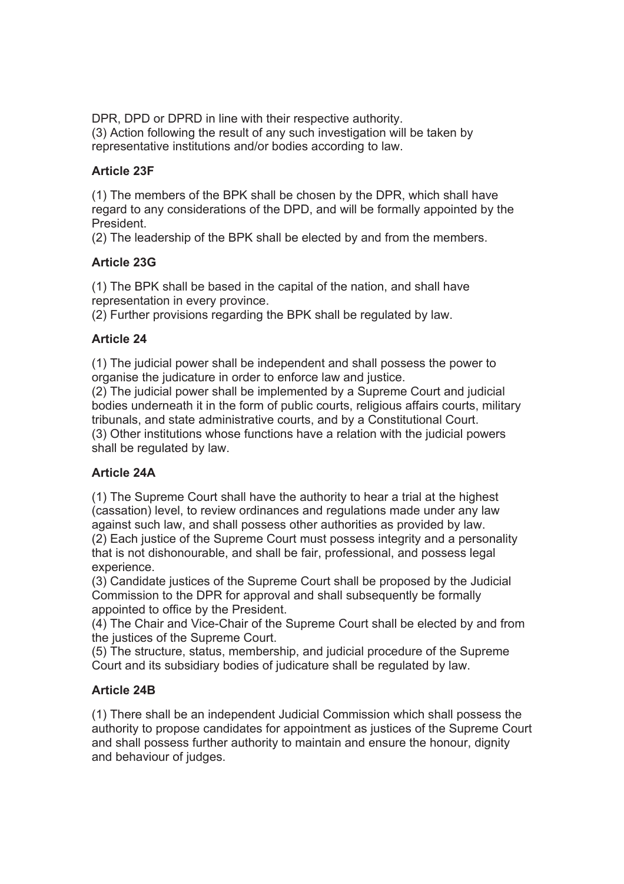DPR, DPD or DPRD in line with their respective authority.
(3) Action following the result of any such investigation will be taken by representative institutions and/or bodies according to law.

**Article 23F**

(1) The members of the BPK shall be chosen by the DPR, which shall have regard to any considerations of the DPD, and will be formally appointed by the President.
(2) The leadership of the BPK shall be elected by and from the members.

**Article 23G**

(1) The BPK shall be based in the capital of the nation, and shall have representation in every province.
(2) Further provisions regarding the BPK shall be regulated by law.

**Article 24**

(1) The judicial power shall be independent and shall possess the power to organise the judicature in order to enforce law and justice.
(2) The judicial power shall be implemented by a Supreme Court and judicial bodies underneath it in the form of public courts, religious affairs courts, military tribunals, and state administrative courts, and by a Constitutional Court.
(3) Other institutions whose functions have a relation with the judicial powers shall be regulated by law.

**Article 24A**

(1) The Supreme Court shall have the authority to hear a trial at the highest (cassation) level, to review ordinances and regulations made under any law against such law, and shall possess other authorities as provided by law.
(2) Each justice of the Supreme Court must possess integrity and a personality that is not dishonourable, and shall be fair, professional, and possess legal experience.
(3) Candidate justices of the Supreme Court shall be proposed by the Judicial Commission to the DPR for approval and shall subsequently be formally appointed to office by the President.
(4) The Chair and Vice-Chair of the Supreme Court shall be elected by and from the justices of the Supreme Court.
(5) The structure, status, membership, and judicial procedure of the Supreme Court and its subsidiary bodies of judicature shall be regulated by law.

**Article 24B**

(1) There shall be an independent Judicial Commission which shall possess the authority to propose candidates for appointment as justices of the Supreme Court and shall possess further authority to maintain and ensure the honour, dignity and behaviour of judges.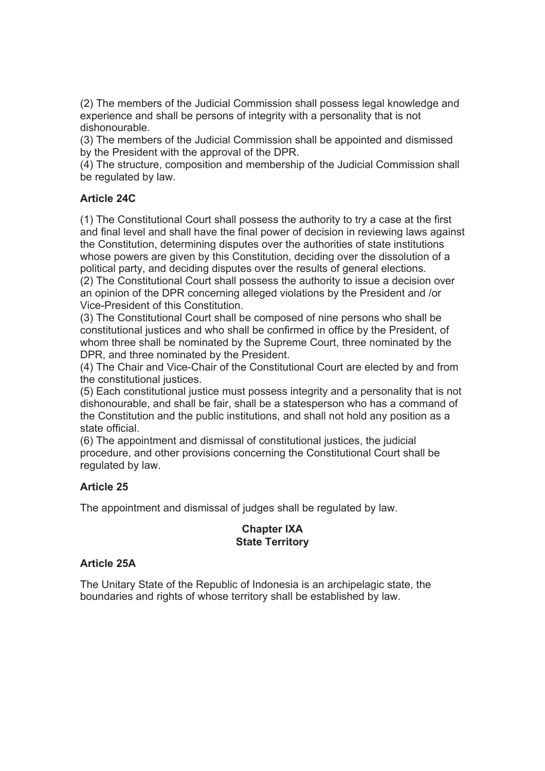(2) The members of the Judicial Commission shall possess legal knowledge and experience and shall be persons of integrity with a personality that is not dishonourable.
(3) The members of the Judicial Commission shall be appointed and dismissed by the President with the approval of the DPR.
(4) The structure, composition and membership of the Judicial Commission shall be regulated by law.

**Article 24C**

(1) The Constitutional Court shall possess the authority to try a case at the first and final level and shall have the final power of decision in reviewing laws against the Constitution, determining disputes over the authorities of state institutions whose powers are given by this Constitution, deciding over the dissolution of a political party, and deciding disputes over the results of general elections.
(2) The Constitutional Court shall possess the authority to issue a decision over an opinion of the DPR concerning alleged violations by the President and /or Vice-President of this Constitution.
(3) The Constitutional Court shall be composed of nine persons who shall be constitutional justices and who shall be confirmed in office by the President, of whom three shall be nominated by the Supreme Court, three nominated by the DPR, and three nominated by the President.
(4) The Chair and Vice-Chair of the Constitutional Court are elected by and from the constitutional justices.
(5) Each constitutional justice must possess integrity and a personality that is not dishonourable, and shall be fair, shall be a statesperson who has a command of the Constitution and the public institutions, and shall not hold any position as a state official.
(6) The appointment and dismissal of constitutional justices, the judicial procedure, and other provisions concerning the Constitutional Court shall be regulated by law.

**Article 25**

The appointment and dismissal of judges shall be regulated by law.

## Chapter IXA
## State Territory

**Article 25A**

The Unitary State of the Republic of Indonesia is an archipelagic state, the boundaries and rights of whose territory shall be established by law.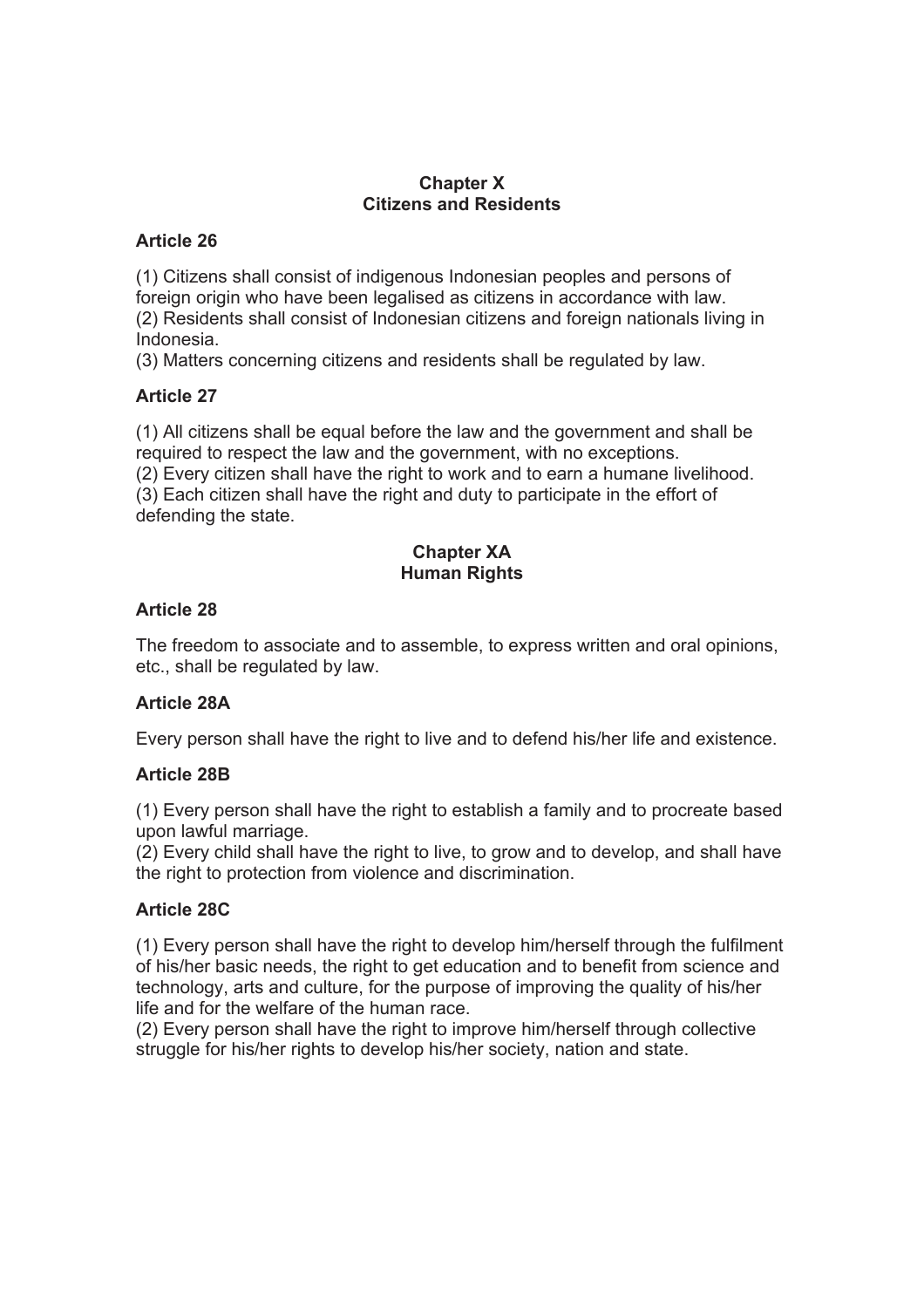## Chapter X
## Citizens and Residents

### Article 26

(1) Citizens shall consist of indigenous Indonesian peoples and persons of foreign origin who have been legalised as citizens in accordance with law.
(2) Residents shall consist of Indonesian citizens and foreign nationals living in Indonesia.
(3) Matters concerning citizens and residents shall be regulated by law.

### Article 27

(1) All citizens shall be equal before the law and the government and shall be required to respect the law and the government, with no exceptions.
(2) Every citizen shall have the right to work and to earn a humane livelihood.
(3) Each citizen shall have the right and duty to participate in the effort of defending the state.

## Chapter XA
## Human Rights

### Article 28

The freedom to associate and to assemble, to express written and oral opinions, etc., shall be regulated by law.

### Article 28A

Every person shall have the right to live and to defend his/her life and existence.

### Article 28B

(1) Every person shall have the right to establish a family and to procreate based upon lawful marriage.
(2) Every child shall have the right to live, to grow and to develop, and shall have the right to protection from violence and discrimination.

### Article 28C

(1) Every person shall have the right to develop him/herself through the fulfilment of his/her basic needs, the right to get education and to benefit from science and technology, arts and culture, for the purpose of improving the quality of his/her life and for the welfare of the human race.
(2) Every person shall have the right to improve him/herself through collective struggle for his/her rights to develop his/her society, nation and state.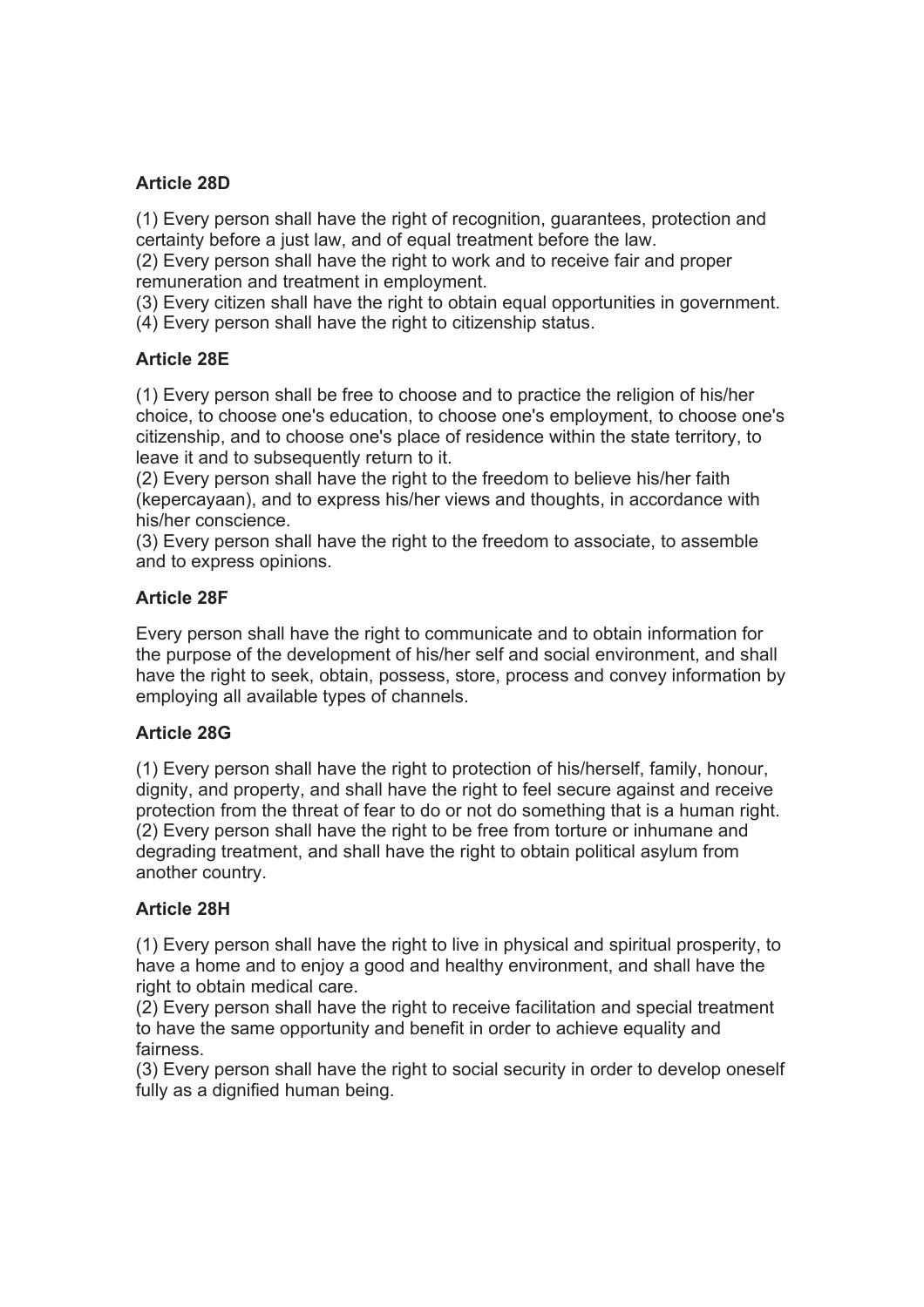**Article 28D**

(1) Every person shall have the right of recognition, guarantees, protection and certainty before a just law, and of equal treatment before the law.
(2) Every person shall have the right to work and to receive fair and proper remuneration and treatment in employment.
(3) Every citizen shall have the right to obtain equal opportunities in government.
(4) Every person shall have the right to citizenship status.

**Article 28E**

(1) Every person shall be free to choose and to practice the religion of his/her choice, to choose one's education, to choose one's employment, to choose one's citizenship, and to choose one's place of residence within the state territory, to leave it and to subsequently return to it.
(2) Every person shall have the right to the freedom to believe his/her faith (kepercayaan), and to express his/her views and thoughts, in accordance with his/her conscience.
(3) Every person shall have the right to the freedom to associate, to assemble and to express opinions.

**Article 28F**

Every person shall have the right to communicate and to obtain information for the purpose of the development of his/her self and social environment, and shall have the right to seek, obtain, possess, store, process and convey information by employing all available types of channels.

**Article 28G**

(1) Every person shall have the right to protection of his/herself, family, honour, dignity, and property, and shall have the right to feel secure against and receive protection from the threat of fear to do or not do something that is a human right.
(2) Every person shall have the right to be free from torture or inhumane and degrading treatment, and shall have the right to obtain political asylum from another country.

**Article 28H**

(1) Every person shall have the right to live in physical and spiritual prosperity, to have a home and to enjoy a good and healthy environment, and shall have the right to obtain medical care.
(2) Every person shall have the right to receive facilitation and special treatment to have the same opportunity and benefit in order to achieve equality and fairness.
(3) Every person shall have the right to social security in order to develop oneself fully as a dignified human being.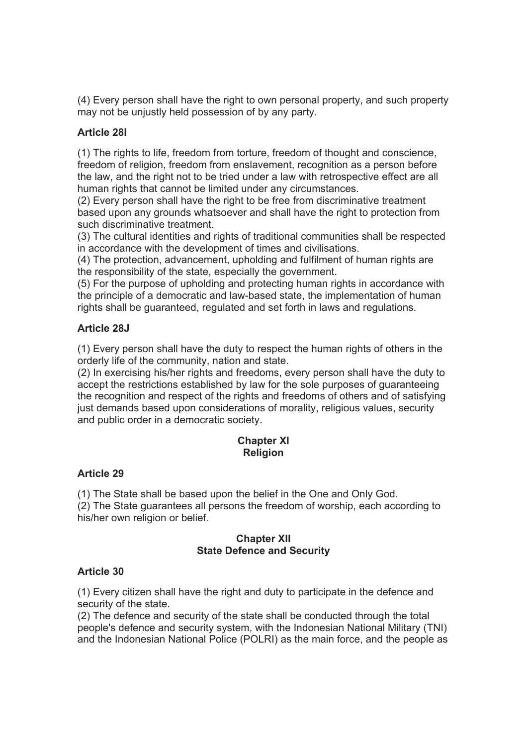(4) Every person shall have the right to own personal property, and such property may not be unjustly held possession of by any party.

### Article 28I

(1) The rights to life, freedom from torture, freedom of thought and conscience, freedom of religion, freedom from enslavement, recognition as a person before the law, and the right not to be tried under a law with retrospective effect are all human rights that cannot be limited under any circumstances.
(2) Every person shall have the right to be free from discriminative treatment based upon any grounds whatsoever and shall have the right to protection from such discriminative treatment.
(3) The cultural identities and rights of traditional communities shall be respected in accordance with the development of times and civilisations.
(4) The protection, advancement, upholding and fulfilment of human rights are the responsibility of the state, especially the government.
(5) For the purpose of upholding and protecting human rights in accordance with the principle of a democratic and law-based state, the implementation of human rights shall be guaranteed, regulated and set forth in laws and regulations.

### Article 28J

(1) Every person shall have the duty to respect the human rights of others in the orderly life of the community, nation and state.
(2) In exercising his/her rights and freedoms, every person shall have the duty to accept the restrictions established by law for the sole purposes of guaranteeing the recognition and respect of the rights and freedoms of others and of satisfying just demands based upon considerations of morality, religious values, security and public order in a democratic society.

## Chapter XI
## Religion

### Article 29

(1) The State shall be based upon the belief in the One and Only God.
(2) The State guarantees all persons the freedom of worship, each according to his/her own religion or belief.

## Chapter XII
## State Defence and Security

### Article 30

(1) Every citizen shall have the right and duty to participate in the defence and security of the state.
(2) The defence and security of the state shall be conducted through the total people's defence and security system, with the Indonesian National Military (TNI) and the Indonesian National Police (POLRI) as the main force, and the people as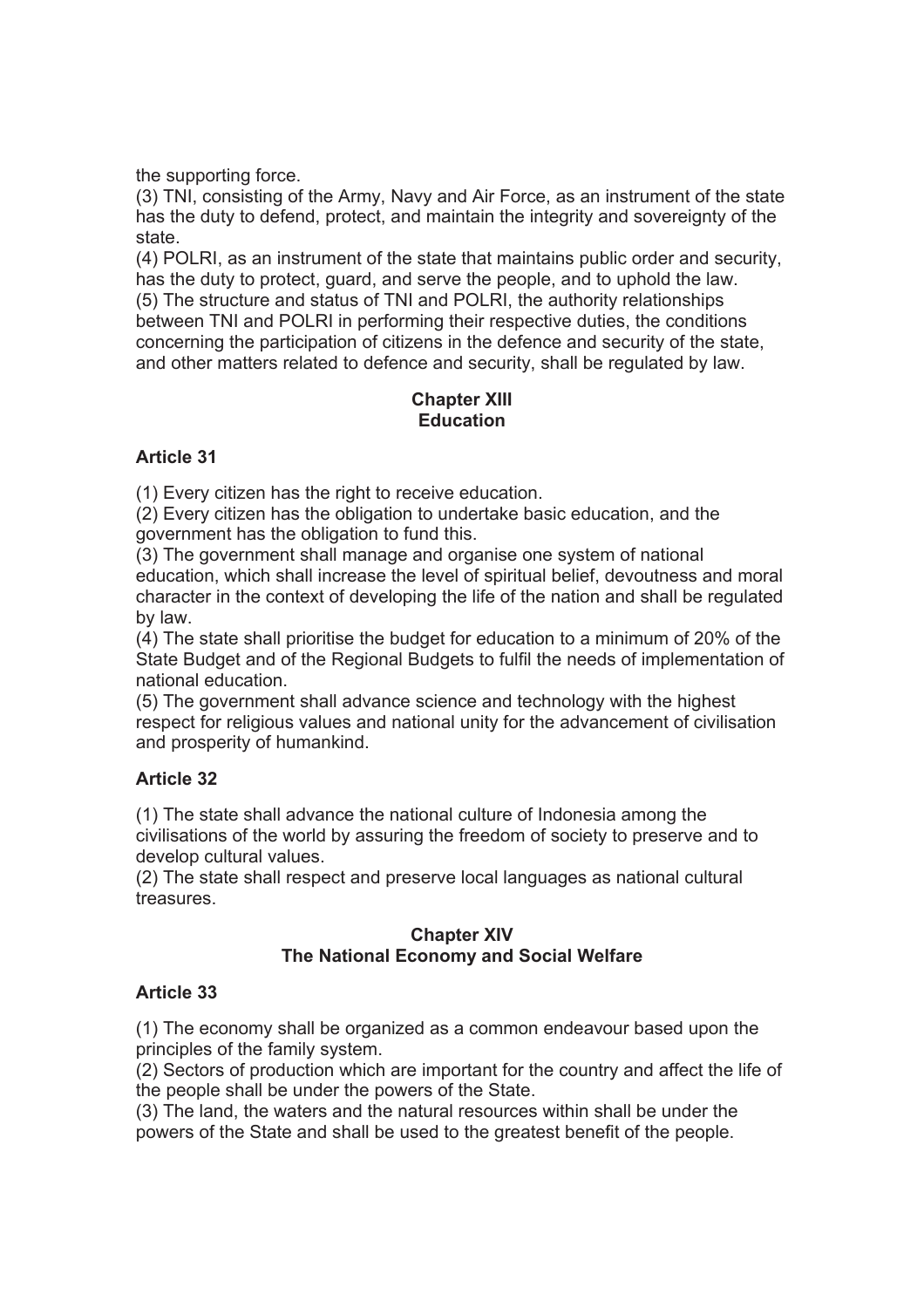the supporting force.

(3) TNI, consisting of the Army, Navy and Air Force, as an instrument of the state has the duty to defend, protect, and maintain the integrity and sovereignty of the state.

(4) POLRI, as an instrument of the state that maintains public order and security, has the duty to protect, guard, and serve the people, and to uphold the law.

(5) The structure and status of TNI and POLRI, the authority relationships between TNI and POLRI in performing their respective duties, the conditions concerning the participation of citizens in the defence and security of the state, and other matters related to defence and security, shall be regulated by law.

## Chapter XIII
## Education

### Article 31

(1) Every citizen has the right to receive education.

(2) Every citizen has the obligation to undertake basic education, and the government has the obligation to fund this.

(3) The government shall manage and organise one system of national education, which shall increase the level of spiritual belief, devoutness and moral character in the context of developing the life of the nation and shall be regulated by law.

(4) The state shall prioritise the budget for education to a minimum of 20% of the State Budget and of the Regional Budgets to fulfil the needs of implementation of national education.

(5) The government shall advance science and technology with the highest respect for religious values and national unity for the advancement of civilisation and prosperity of humankind.

### Article 32

(1) The state shall advance the national culture of Indonesia among the civilisations of the world by assuring the freedom of society to preserve and to develop cultural values.

(2) The state shall respect and preserve local languages as national cultural treasures.

## Chapter XIV
## The National Economy and Social Welfare

### Article 33

(1) The economy shall be organized as a common endeavour based upon the principles of the family system.

(2) Sectors of production which are important for the country and affect the life of the people shall be under the powers of the State.

(3) The land, the waters and the natural resources within shall be under the powers of the State and shall be used to the greatest benefit of the people.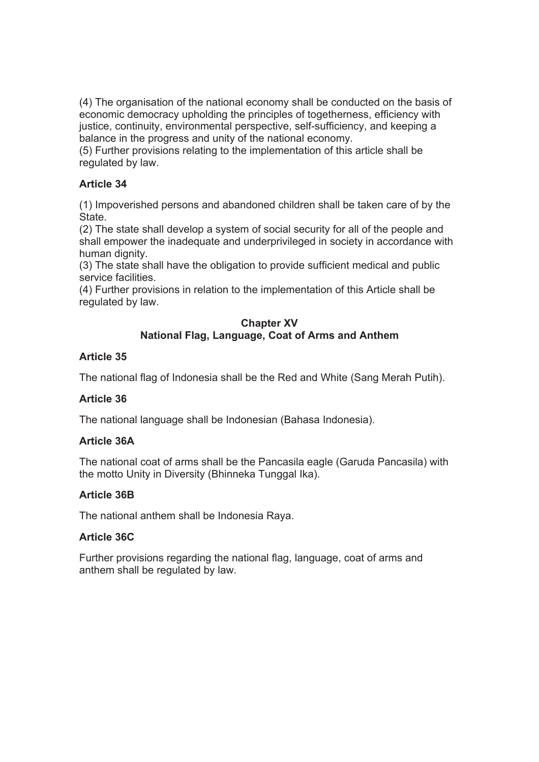(4) The organisation of the national economy shall be conducted on the basis of economic democracy upholding the principles of togetherness, efficiency with justice, continuity, environmental perspective, self-sufficiency, and keeping a balance in the progress and unity of the national economy.
(5) Further provisions relating to the implementation of this article shall be regulated by law.

### Article 34

(1) Impoverished persons and abandoned children shall be taken care of by the State.
(2) The state shall develop a system of social security for all of the people and shall empower the inadequate and underprivileged in society in accordance with human dignity.
(3) The state shall have the obligation to provide sufficient medical and public service facilities.
(4) Further provisions in relation to the implementation of this Article shall be regulated by law.

## Chapter XV
## National Flag, Language, Coat of Arms and Anthem

### Article 35

The national flag of Indonesia shall be the Red and White (Sang Merah Putih).

### Article 36

The national language shall be Indonesian (Bahasa Indonesia).

### Article 36A

The national coat of arms shall be the Pancasila eagle (Garuda Pancasila) with the motto Unity in Diversity (Bhinneka Tunggal Ika).

### Article 36B

The national anthem shall be Indonesia Raya.

### Article 36C

Further provisions regarding the national flag, language, coat of arms and anthem shall be regulated by law.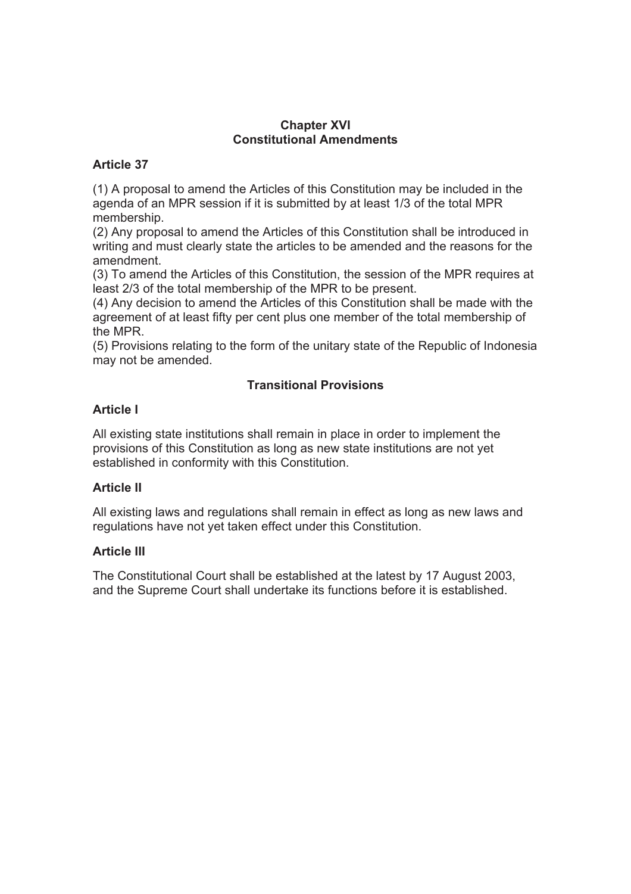## Chapter XVI
## Constitutional Amendments

### Article 37

(1) A proposal to amend the Articles of this Constitution may be included in the agenda of an MPR session if it is submitted by at least 1/3 of the total MPR membership.
(2) Any proposal to amend the Articles of this Constitution shall be introduced in writing and must clearly state the articles to be amended and the reasons for the amendment.
(3) To amend the Articles of this Constitution, the session of the MPR requires at least 2/3 of the total membership of the MPR to be present.
(4) Any decision to amend the Articles of this Constitution shall be made with the agreement of at least fifty per cent plus one member of the total membership of the MPR.
(5) Provisions relating to the form of the unitary state of the Republic of Indonesia may not be amended.

## Transitional Provisions

### Article I

All existing state institutions shall remain in place in order to implement the provisions of this Constitution as long as new state institutions are not yet established in conformity with this Constitution.

### Article II

All existing laws and regulations shall remain in effect as long as new laws and regulations have not yet taken effect under this Constitution.

### Article III

The Constitutional Court shall be established at the latest by 17 August 2003, and the Supreme Court shall undertake its functions before it is established.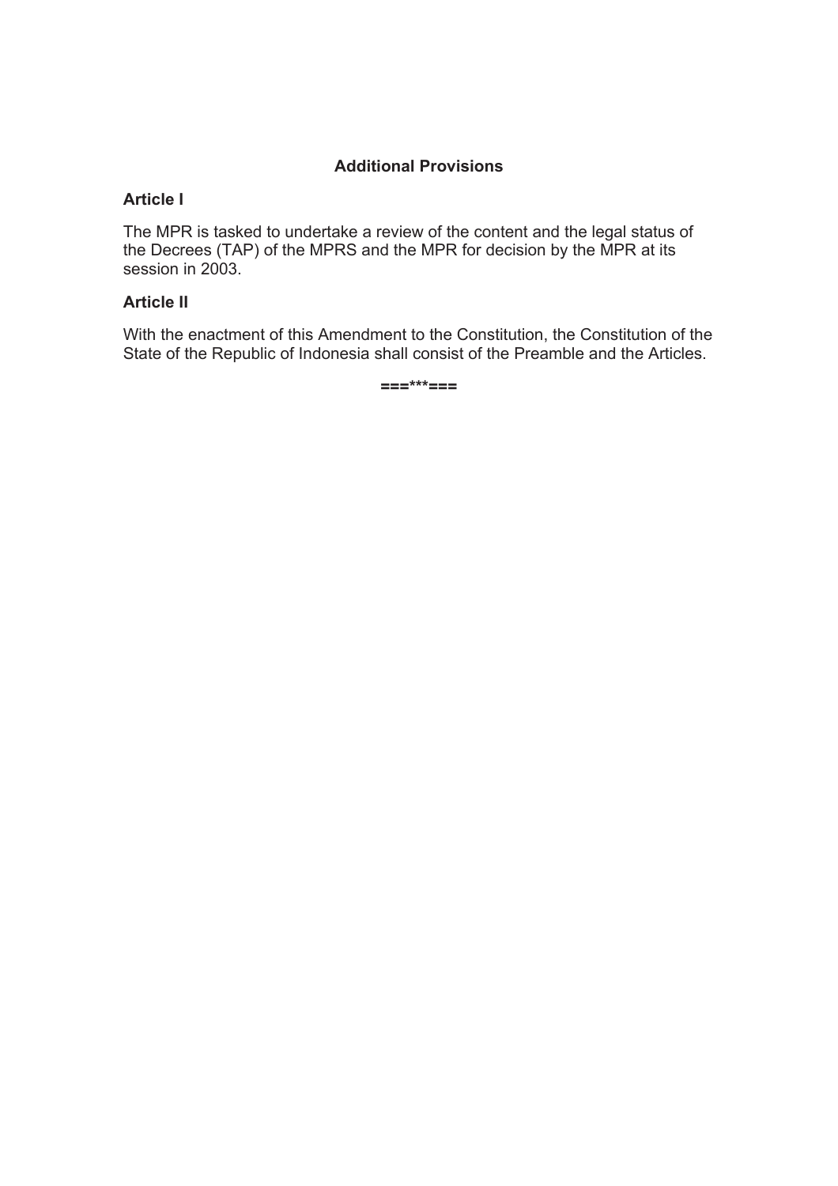## Additional Provisions

### Article I

The MPR is tasked to undertake a review of the content and the legal status of the Decrees (TAP) of the MPRS and the MPR for decision by the MPR at its session in 2003.

### Article II

With the enactment of this Amendment to the Constitution, the Constitution of the State of the Republic of Indonesia shall consist of the Preamble and the Articles.

**===***===**